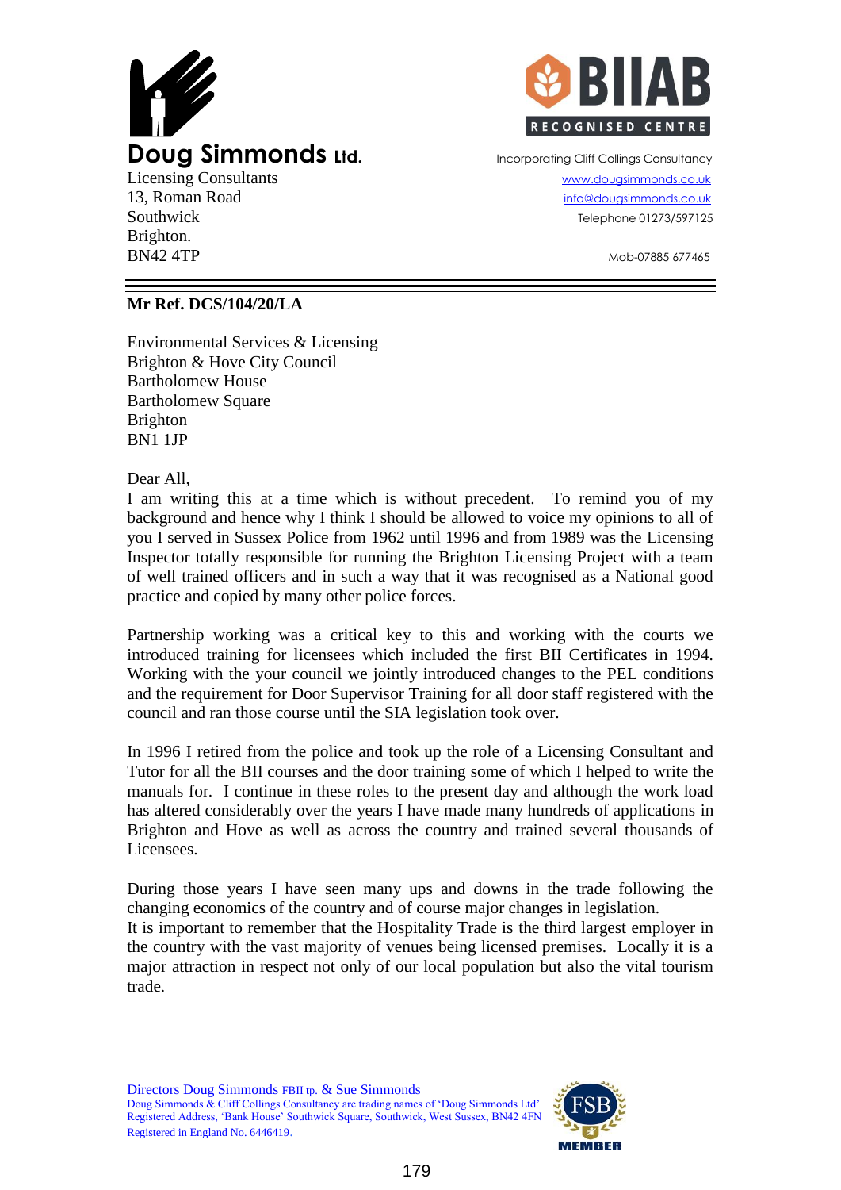**Doug Simmonds Ltd.**
Licensing Consultants
13, Roman Road
Southwick
Brighton.
BN42 4TP

BIIAB RECOGNISED CENTRE

Incorporating Cliff Collings Consultancy
www.dougsimmonds.co.uk
info@dougsimmonds.co.uk
Telephone 01273/597125

Mob-07885 677465

---

**Mr Ref. DCS/104/20/LA**

Environmental Services & Licensing
Brighton & Hove City Council
Bartholomew House
Bartholomew Square
Brighton
BN1 1JP

Dear All,

I am writing this at a time which is without precedent. To remind you of my background and hence why I think I should be allowed to voice my opinions to all of you I served in Sussex Police from 1962 until 1996 and from 1989 was the Licensing Inspector totally responsible for running the Brighton Licensing Project with a team of well trained officers and in such a way that it was recognised as a National good practice and copied by many other police forces.

Partnership working was a critical key to this and working with the courts we introduced training for licensees which included the first BII Certificates in 1994. Working with the your council we jointly introduced changes to the PEL conditions and the requirement for Door Supervisor Training for all door staff registered with the council and ran those course until the SIA legislation took over.

In 1996 I retired from the police and took up the role of a Licensing Consultant and Tutor for all the BII courses and the door training some of which I helped to write the manuals for. I continue in these roles to the present day and although the work load has altered considerably over the years I have made many hundreds of applications in Brighton and Hove as well as across the country and trained several thousands of Licensees.

During those years I have seen many ups and downs in the trade following the changing economics of the country and of course major changes in legislation.
It is important to remember that the Hospitality Trade is the third largest employer in the country with the vast majority of venues being licensed premises. Locally it is a major attraction in respect not only of our local population but also the vital tourism trade.

Directors Doug Simmonds FBII tp. & Sue Simmonds
Doug Simmonds & Cliff Collings Consultancy are trading names of 'Doug Simmonds Ltd'
Registered Address, 'Bank House' Southwick Square, Southwick, West Sussex, BN42 4FN
Registered in England No. 6446419.

FSB MEMBER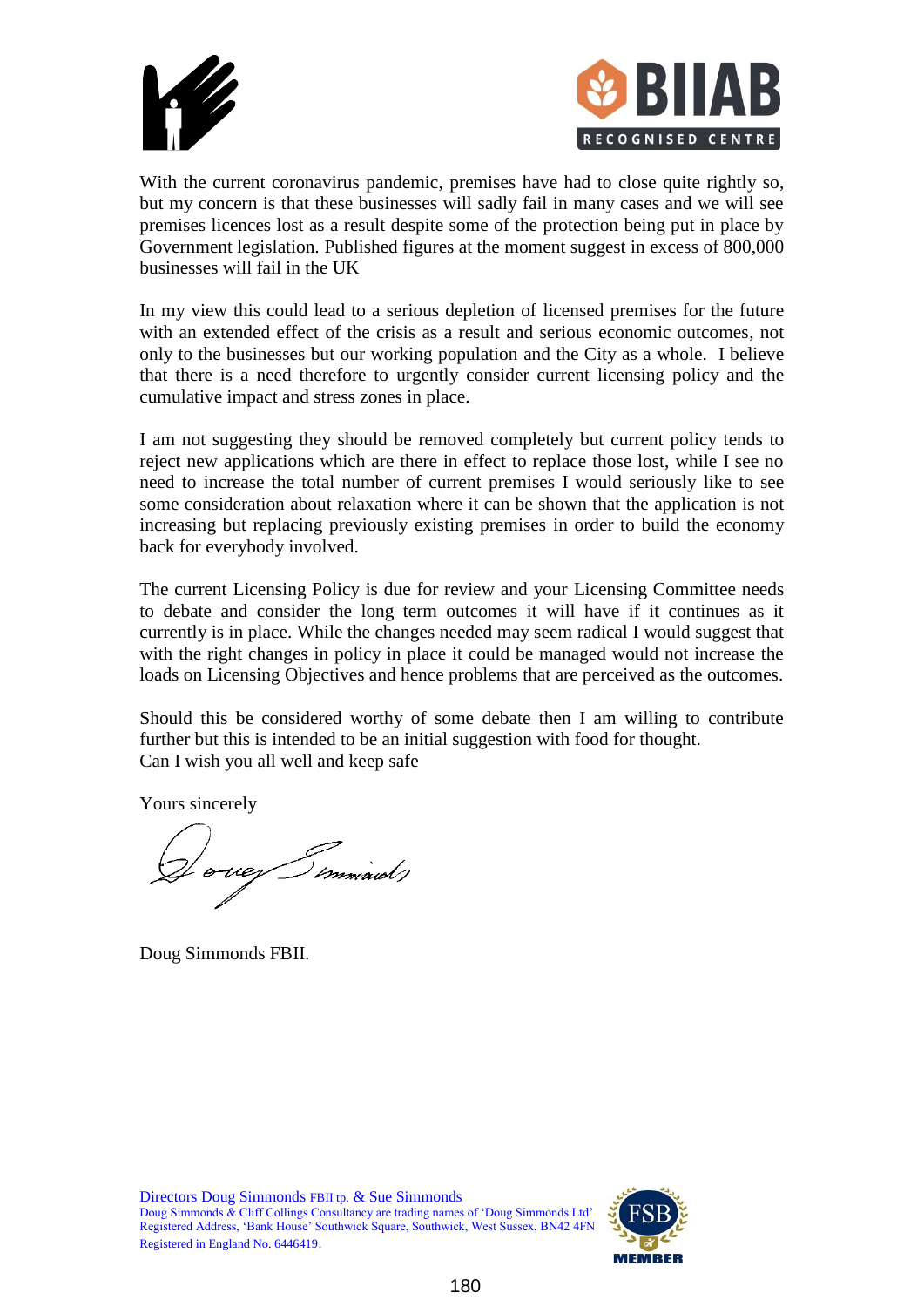With the current coronavirus pandemic, premises have had to close quite rightly so, but my concern is that these businesses will sadly fail in many cases and we will see premises licences lost as a result despite some of the protection being put in place by Government legislation. Published figures at the moment suggest in excess of 800,000 businesses will fail in the UK

In my view this could lead to a serious depletion of licensed premises for the future with an extended effect of the crisis as a result and serious economic outcomes, not only to the businesses but our working population and the City as a whole. I believe that there is a need therefore to urgently consider current licensing policy and the cumulative impact and stress zones in place.

I am not suggesting they should be removed completely but current policy tends to reject new applications which are there in effect to replace those lost, while I see no need to increase the total number of current premises I would seriously like to see some consideration about relaxation where it can be shown that the application is not increasing but replacing previously existing premises in order to build the economy back for everybody involved.

The current Licensing Policy is due for review and your Licensing Committee needs to debate and consider the long term outcomes it will have if it continues as it currently is in place. While the changes needed may seem radical I would suggest that with the right changes in policy in place it could be managed would not increase the loads on Licensing Objectives and hence problems that are perceived as the outcomes.

Should this be considered worthy of some debate then I am willing to contribute further but this is intended to be an initial suggestion with food for thought.
Can I wish you all well and keep safe

Yours sincerely

Doug Simmonds FBII.

Directors Doug Simmonds FBII tp. & Sue Simmonds
Doug Simmonds & Cliff Collings Consultancy are trading names of 'Doug Simmonds Ltd'
Registered Address, 'Bank House' Southwick Square, Southwick, West Sussex, BN42 4FN
Registered in England No. 6446419.